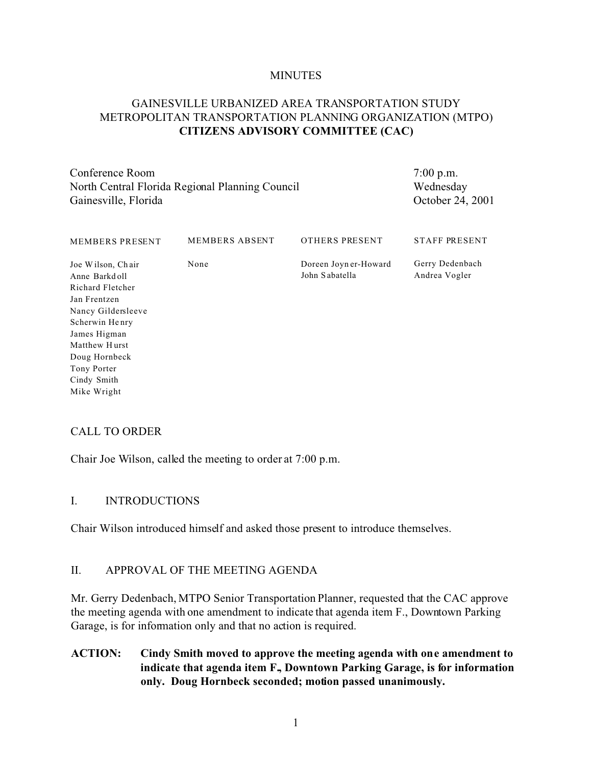MINUTES

# GAINESVILLE URBANIZED AREA TRANSPORTATION STUDY METROPOLITAN TRANSPORTATION PLANNING ORGANIZATION (MTPO) **CITIZENS ADVISORY COMMITTEE (CAC)**

Conference Room
North Central Florida Regional Planning Council
Gainesville, Florida

7:00 p.m.
Wednesday
October 24, 2001

| MEMBERS PRESENT | MEMBERS ABSENT | OTHERS PRESENT | STAFF PRESENT |
| --- | --- | --- | --- |
| Joe Wilson, Chair | None | Doreen Joyner-Howard | Gerry Dedenbach |
| Anne Barkdoll | | John Sabatella | Andrea Vogler |
| Richard Fletcher | | | |
| Jan Frentzen | | | |
| Nancy Gildersleeve | | | |
| Scherwin Henry | | | |
| James Higman | | | |
| Matthew Hurst | | | |
| Doug Hornbeck | | | |
| Tony Porter | | | |
| Cindy Smith | | | |
| Mike Wright | | | |

## CALL TO ORDER

Chair Joe Wilson, called the meeting to order at 7:00 p.m.

## I. INTRODUCTIONS

Chair Wilson introduced himself and asked those present to introduce themselves.

## II. APPROVAL OF THE MEETING AGENDA

Mr. Gerry Dedenbach, MTPO Senior Transportation Planner, requested that the CAC approve the meeting agenda with one amendment to indicate that agenda item F., Downtown Parking Garage, is for information only and that no action is required.

**ACTION: Cindy Smith moved to approve the meeting agenda with one amendment to indicate that agenda item F., Downtown Parking Garage, is for information only. Doug Hornbeck seconded; motion passed unanimously.**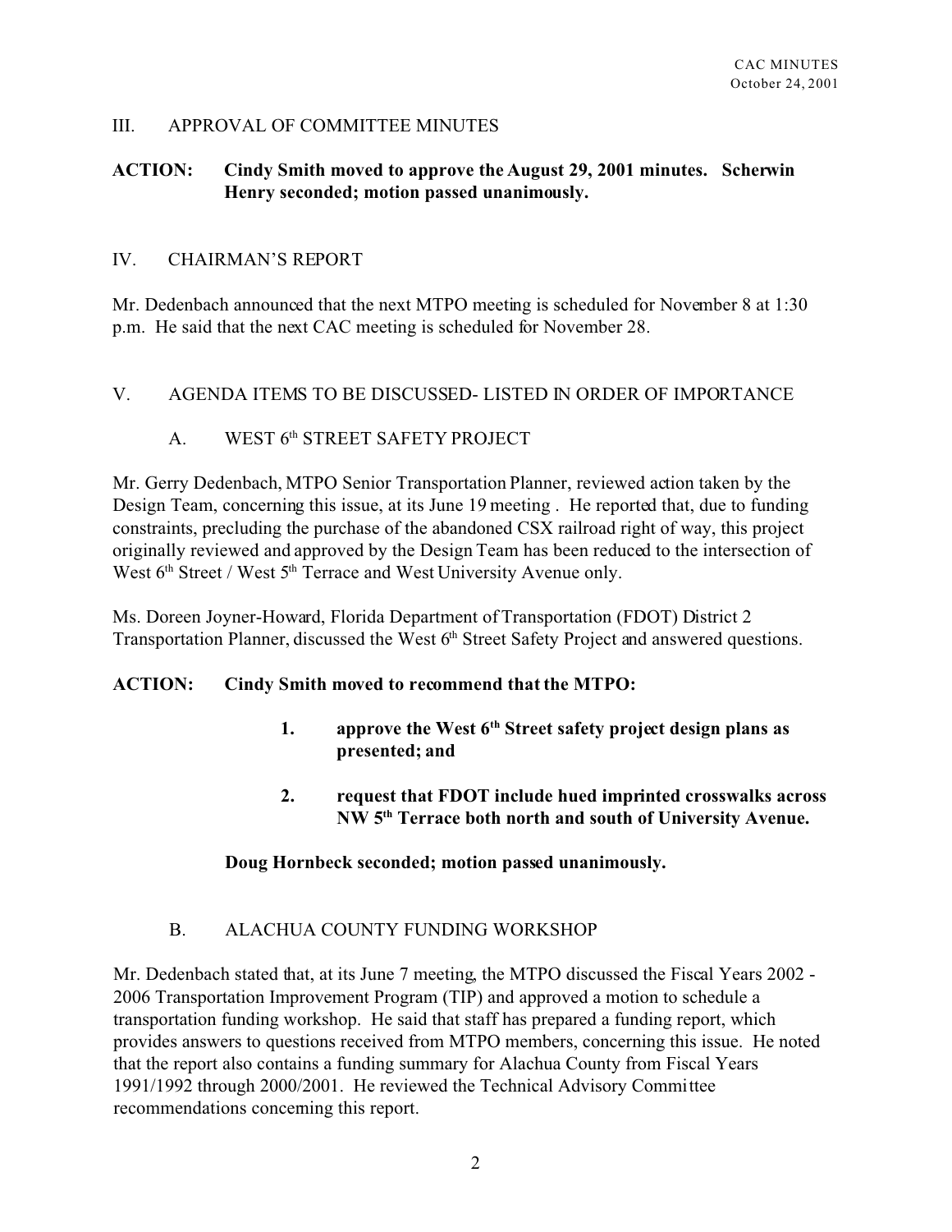## III. APPROVAL OF COMMITTEE MINUTES

**ACTION: Cindy Smith moved to approve the August 29, 2001 minutes. Scherwin Henry seconded; motion passed unanimously.**

## IV. CHAIRMAN'S REPORT

Mr. Dedenbach announced that the next MTPO meeting is scheduled for November 8 at 1:30 p.m. He said that the next CAC meeting is scheduled for November 28.

## V. AGENDA ITEMS TO BE DISCUSSED- LISTED IN ORDER OF IMPORTANCE

### A. WEST 6th STREET SAFETY PROJECT

Mr. Gerry Dedenbach, MTPO Senior Transportation Planner, reviewed action taken by the Design Team, concerning this issue, at its June 19 meeting . He reported that, due to funding constraints, precluding the purchase of the abandoned CSX railroad right of way, this project originally reviewed and approved by the Design Team has been reduced to the intersection of West 6th Street / West 5th Terrace and West University Avenue only.

Ms. Doreen Joyner-Howard, Florida Department of Transportation (FDOT) District 2 Transportation Planner, discussed the West 6th Street Safety Project and answered questions.

**ACTION: Cindy Smith moved to recommend that the MTPO:**

1. **approve the West 6th Street safety project design plans as presented; and**
2. **request that FDOT include hued imprinted crosswalks across NW 5th Terrace both north and south of University Avenue.**

**Doug Hornbeck seconded; motion passed unanimously.**

### B. ALACHUA COUNTY FUNDING WORKSHOP

Mr. Dedenbach stated that, at its June 7 meeting, the MTPO discussed the Fiscal Years 2002 - 2006 Transportation Improvement Program (TIP) and approved a motion to schedule a transportation funding workshop. He said that staff has prepared a funding report, which provides answers to questions received from MTPO members, concerning this issue. He noted that the report also contains a funding summary for Alachua County from Fiscal Years 1991/1992 through 2000/2001. He reviewed the Technical Advisory Committee recommendations concerning this report.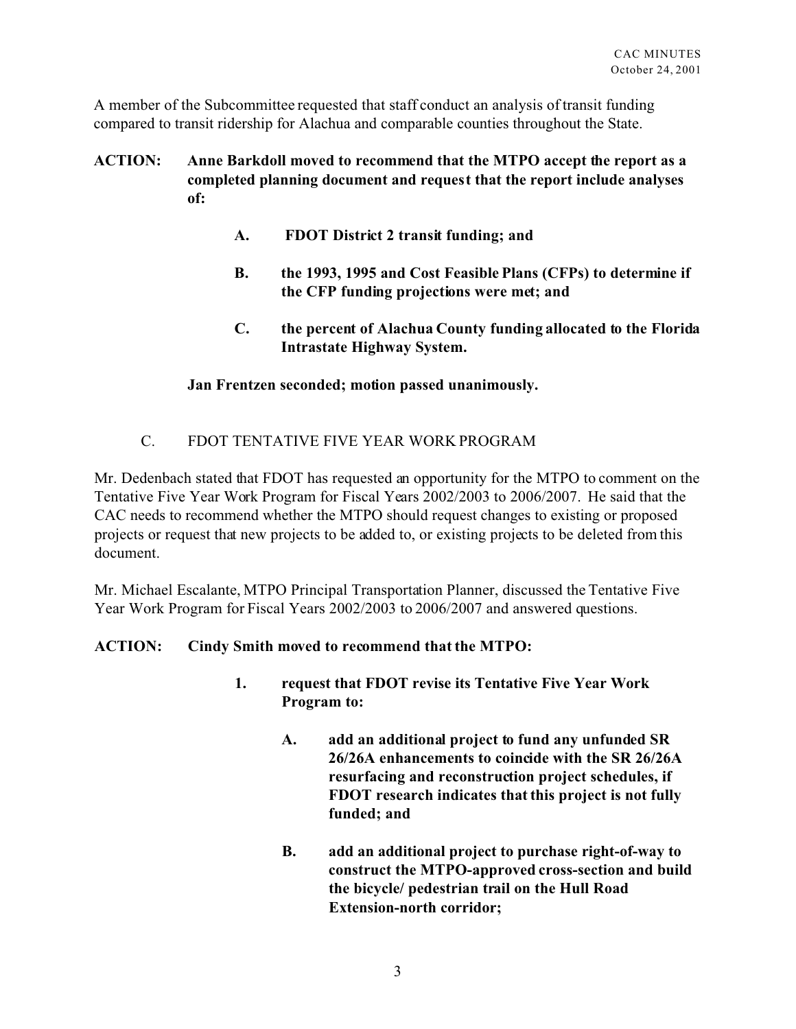A member of the Subcommittee requested that staff conduct an analysis of transit funding compared to transit ridership for Alachua and comparable counties throughout the State.

**ACTION: Anne Barkdoll moved to recommend that the MTPO accept the report as a completed planning document and request that the report include analyses of:**

**A. FDOT District 2 transit funding; and**

**B. the 1993, 1995 and Cost Feasible Plans (CFPs) to determine if the CFP funding projections were met; and**

**C. the percent of Alachua County funding allocated to the Florida Intrastate Highway System.**

**Jan Frentzen seconded; motion passed unanimously.**

C. FDOT TENTATIVE FIVE YEAR WORK PROGRAM

Mr. Dedenbach stated that FDOT has requested an opportunity for the MTPO to comment on the Tentative Five Year Work Program for Fiscal Years 2002/2003 to 2006/2007. He said that the CAC needs to recommend whether the MTPO should request changes to existing or proposed projects or request that new projects to be added to, or existing projects to be deleted from this document.

Mr. Michael Escalante, MTPO Principal Transportation Planner, discussed the Tentative Five Year Work Program for Fiscal Years 2002/2003 to 2006/2007 and answered questions.

**ACTION: Cindy Smith moved to recommend that the MTPO:**

**1. request that FDOT revise its Tentative Five Year Work Program to:**

**A. add an additional project to fund any unfunded SR 26/26A enhancements to coincide with the SR 26/26A resurfacing and reconstruction project schedules, if FDOT research indicates that this project is not fully funded; and**

**B. add an additional project to purchase right-of-way to construct the MTPO-approved cross-section and build the bicycle/ pedestrian trail on the Hull Road Extension-north corridor;**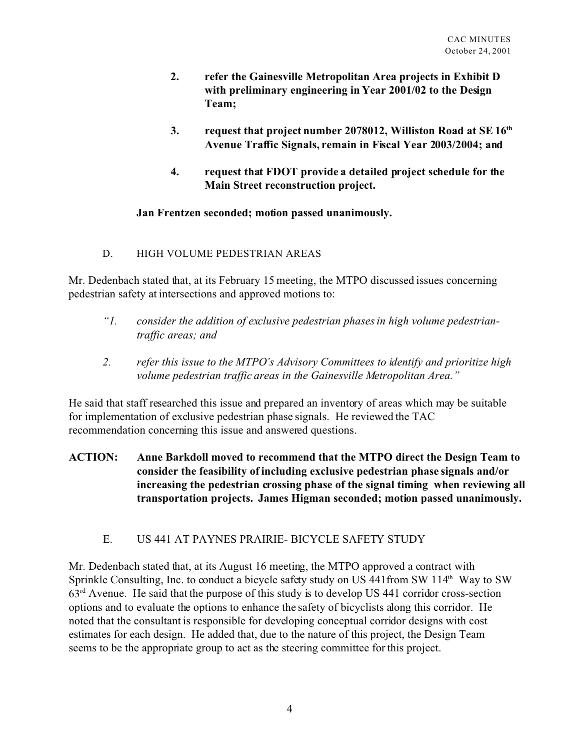**2. refer the Gainesville Metropolitan Area projects in Exhibit D with preliminary engineering in Year 2001/02 to the Design Team;**

**3. request that project number 2078012, Williston Road at SE 16th Avenue Traffic Signals, remain in Fiscal Year 2003/2004; and**

**4. request that FDOT provide a detailed project schedule for the Main Street reconstruction project.**

**Jan Frentzen seconded; motion passed unanimously.**

D. HIGH VOLUME PEDESTRIAN AREAS

Mr. Dedenbach stated that, at its February 15 meeting, the MTPO discussed issues concerning pedestrian safety at intersections and approved motions to:

*"1. consider the addition of exclusive pedestrian phases in high volume pedestrian-traffic areas; and*

*2. refer this issue to the MTPO's Advisory Committees to identify and prioritize high volume pedestrian traffic areas in the Gainesville Metropolitan Area."*

He said that staff researched this issue and prepared an inventory of areas which may be suitable for implementation of exclusive pedestrian phase signals. He reviewed the TAC recommendation concerning this issue and answered questions.

**ACTION: Anne Barkdoll moved to recommend that the MTPO direct the Design Team to consider the feasibility of including exclusive pedestrian phase signals and/or increasing the pedestrian crossing phase of the signal timing when reviewing all transportation projects. James Higman seconded; motion passed unanimously.**

E. US 441 AT PAYNES PRAIRIE- BICYCLE SAFETY STUDY

Mr. Dedenbach stated that, at its August 16 meeting, the MTPO approved a contract with Sprinkle Consulting, Inc. to conduct a bicycle safety study on US 441from SW 114th Way to SW 63rd Avenue. He said that the purpose of this study is to develop US 441 corridor cross-section options and to evaluate the options to enhance the safety of bicyclists along this corridor. He noted that the consultant is responsible for developing conceptual corridor designs with cost estimates for each design. He added that, due to the nature of this project, the Design Team seems to be the appropriate group to act as the steering committee for this project.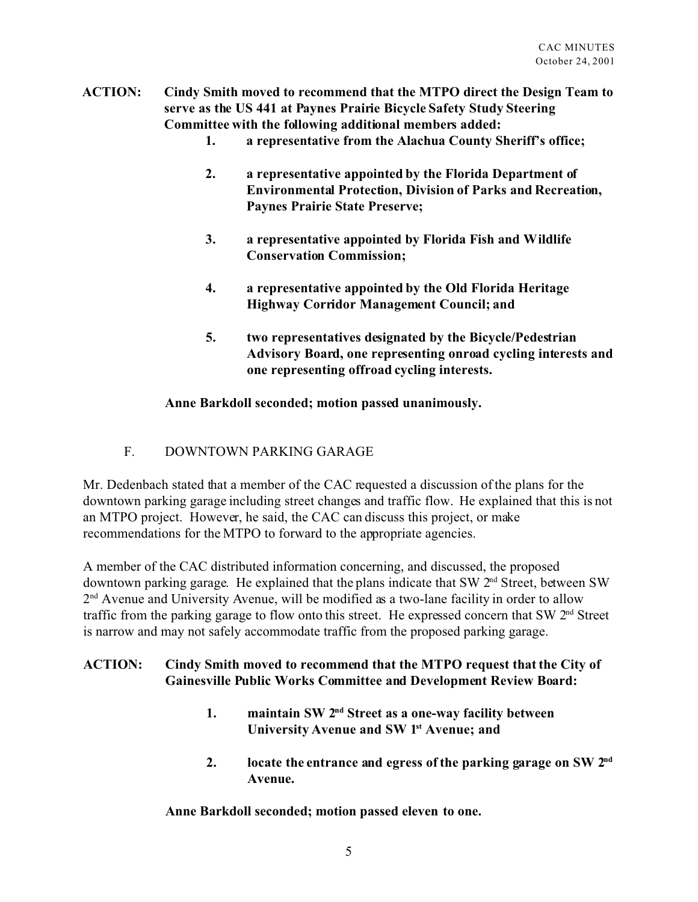**ACTION: Cindy Smith moved to recommend that the MTPO direct the Design Team to serve as the US 441 at Paynes Prairie Bicycle Safety Study Steering Committee with the following additional members added:**

1. **a representative from the Alachua County Sheriff's office;**
2. **a representative appointed by the Florida Department of Environmental Protection, Division of Parks and Recreation, Paynes Prairie State Preserve;**
3. **a representative appointed by Florida Fish and Wildlife Conservation Commission;**
4. **a representative appointed by the Old Florida Heritage Highway Corridor Management Council; and**
5. **two representatives designated by the Bicycle/Pedestrian Advisory Board, one representing onroad cycling interests and one representing offroad cycling interests.**

**Anne Barkdoll seconded; motion passed unanimously.**

F. DOWNTOWN PARKING GARAGE

Mr. Dedenbach stated that a member of the CAC requested a discussion of the plans for the downtown parking garage including street changes and traffic flow. He explained that this is not an MTPO project. However, he said, the CAC can discuss this project, or make recommendations for the MTPO to forward to the appropriate agencies.

A member of the CAC distributed information concerning, and discussed, the proposed downtown parking garage. He explained that the plans indicate that SW 2nd Street, between SW 2nd Avenue and University Avenue, will be modified as a two-lane facility in order to allow traffic from the parking garage to flow onto this street. He expressed concern that SW 2nd Street is narrow and may not safely accommodate traffic from the proposed parking garage.

**ACTION: Cindy Smith moved to recommend that the MTPO request that the City of Gainesville Public Works Committee and Development Review Board:**

1. **maintain SW 2nd Street as a one-way facility between University Avenue and SW 1st Avenue; and**
2. **locate the entrance and egress of the parking garage on SW 2nd Avenue.**

**Anne Barkdoll seconded; motion passed eleven to one.**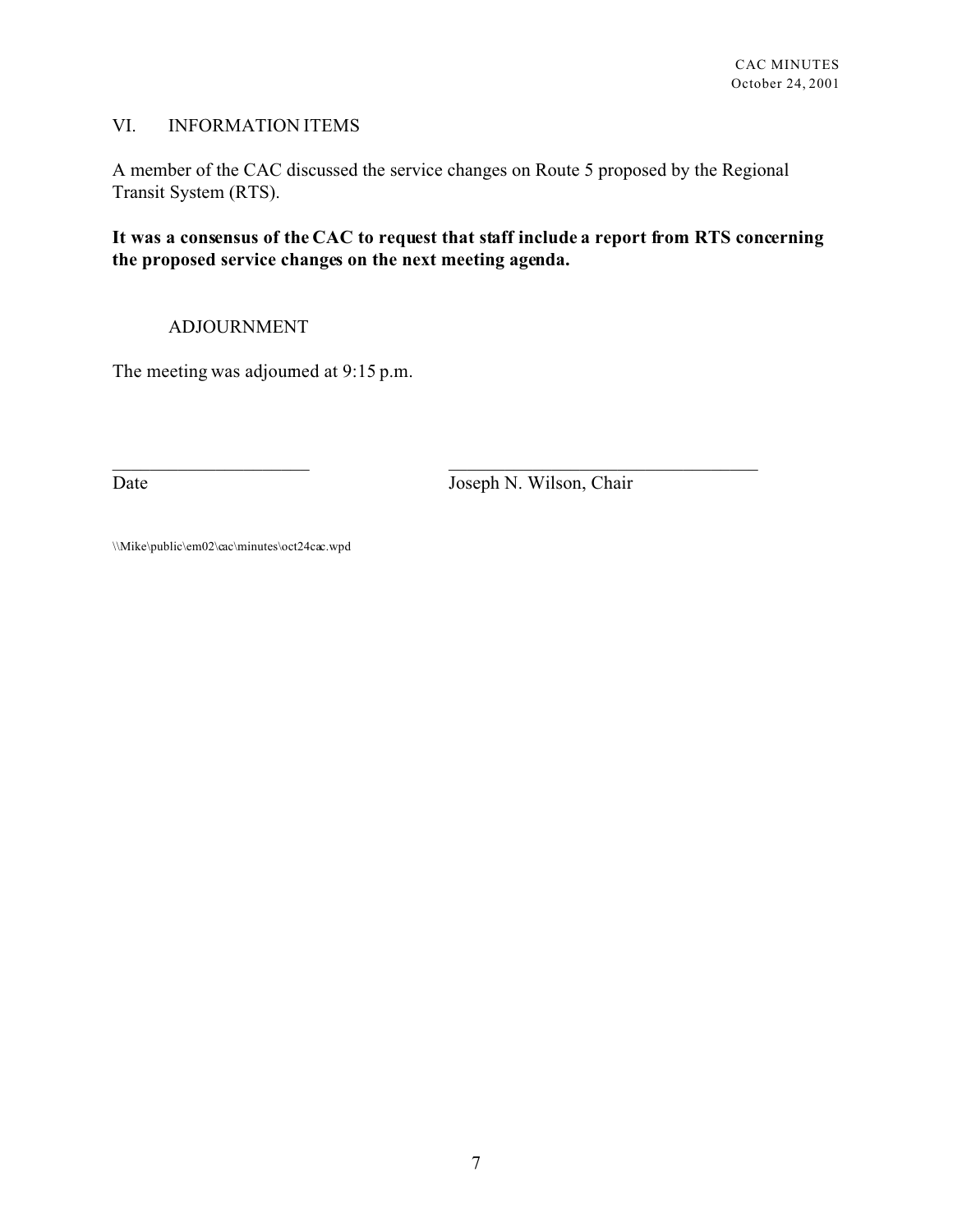## VI. INFORMATION ITEMS

A member of the CAC discussed the service changes on Route 5 proposed by the Regional Transit System (RTS).

**It was a consensus of the CAC to request that staff include a report from RTS concerning the proposed service changes on the next meeting agenda.**

## ADJOURNMENT

The meeting was adjourned at 9:15 p.m.

______________________ ___________________________________

Date Joseph N. Wilson, Chair

\\Mike\public\em02\cac\minutes\oct24cac.wpd